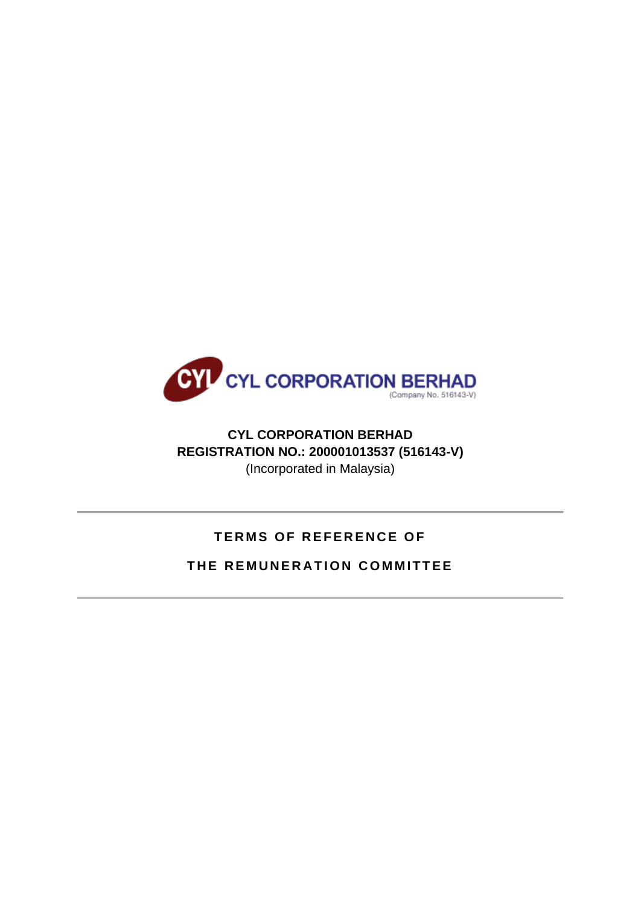CYL CORPORATION BERHAD
(Company No. 516143-V)

**CYL CORPORATION BERHAD**
**REGISTRATION NO.: 200001013537 (516143-V)**
(Incorporated in Malaysia)

---

# TERMS OF REFERENCE OF THE REMUNERATION COMMITTEE

---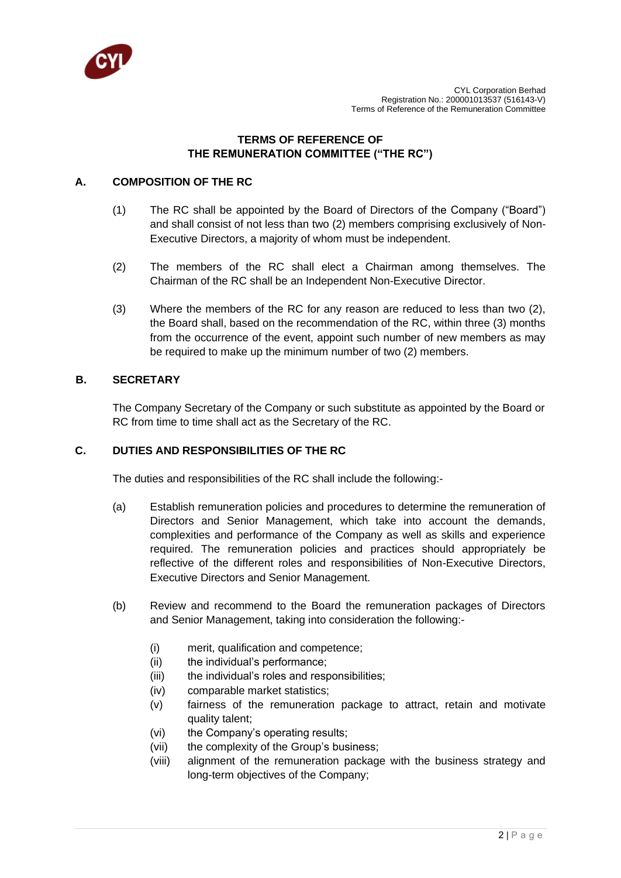## TERMS OF REFERENCE OF THE REMUNERATION COMMITTEE ("THE RC")

### A. COMPOSITION OF THE RC

(1) The RC shall be appointed by the Board of Directors of the Company ("Board") and shall consist of not less than two (2) members comprising exclusively of Non-Executive Directors, a majority of whom must be independent.

(2) The members of the RC shall elect a Chairman among themselves. The Chairman of the RC shall be an Independent Non-Executive Director.

(3) Where the members of the RC for any reason are reduced to less than two (2), the Board shall, based on the recommendation of the RC, within three (3) months from the occurrence of the event, appoint such number of new members as may be required to make up the minimum number of two (2) members.

### B. SECRETARY

The Company Secretary of the Company or such substitute as appointed by the Board or RC from time to time shall act as the Secretary of the RC.

### C. DUTIES AND RESPONSIBILITIES OF THE RC

The duties and responsibilities of the RC shall include the following:-

(a) Establish remuneration policies and procedures to determine the remuneration of Directors and Senior Management, which take into account the demands, complexities and performance of the Company as well as skills and experience required. The remuneration policies and practices should appropriately be reflective of the different roles and responsibilities of Non-Executive Directors, Executive Directors and Senior Management.

(b) Review and recommend to the Board the remuneration packages of Directors and Senior Management, taking into consideration the following:-

  (i) merit, qualification and competence;
  (ii) the individual's performance;
  (iii) the individual's roles and responsibilities;
  (iv) comparable market statistics;
  (v) fairness of the remuneration package to attract, retain and motivate quality talent;
  (vi) the Company's operating results;
  (vii) the complexity of the Group's business;
  (viii) alignment of the remuneration package with the business strategy and long-term objectives of the Company;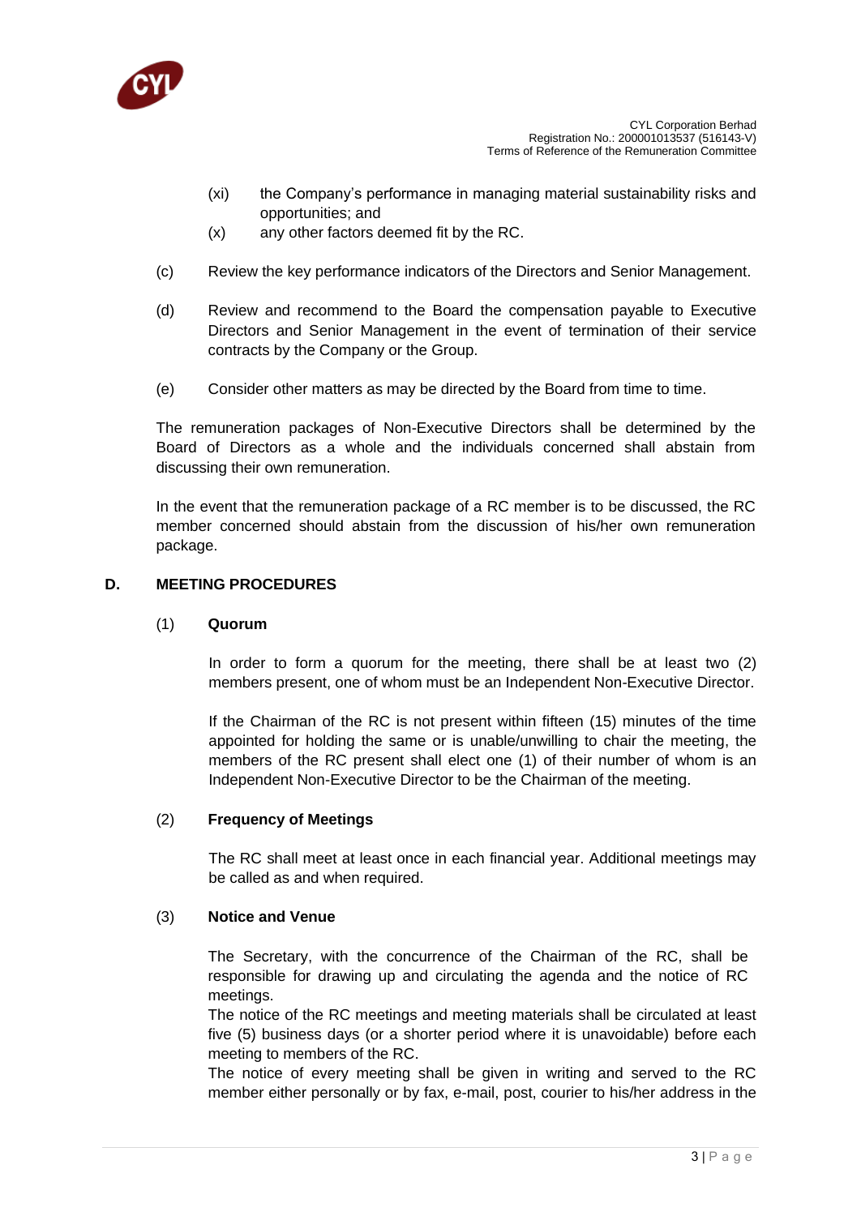(xi) the Company's performance in managing material sustainability risks and opportunities; and

(x) any other factors deemed fit by the RC.

(c) Review the key performance indicators of the Directors and Senior Management.

(d) Review and recommend to the Board the compensation payable to Executive Directors and Senior Management in the event of termination of their service contracts by the Company or the Group.

(e) Consider other matters as may be directed by the Board from time to time.

The remuneration packages of Non-Executive Directors shall be determined by the Board of Directors as a whole and the individuals concerned shall abstain from discussing their own remuneration.

In the event that the remuneration package of a RC member is to be discussed, the RC member concerned should abstain from the discussion of his/her own remuneration package.

## D. MEETING PROCEDURES

### (1) Quorum

In order to form a quorum for the meeting, there shall be at least two (2) members present, one of whom must be an Independent Non-Executive Director.

If the Chairman of the RC is not present within fifteen (15) minutes of the time appointed for holding the same or is unable/unwilling to chair the meeting, the members of the RC present shall elect one (1) of their number of whom is an Independent Non-Executive Director to be the Chairman of the meeting.

### (2) Frequency of Meetings

The RC shall meet at least once in each financial year. Additional meetings may be called as and when required.

### (3) Notice and Venue

The Secretary, with the concurrence of the Chairman of the RC, shall be responsible for drawing up and circulating the agenda and the notice of RC meetings.

The notice of the RC meetings and meeting materials shall be circulated at least five (5) business days (or a shorter period where it is unavoidable) before each meeting to members of the RC.

The notice of every meeting shall be given in writing and served to the RC member either personally or by fax, e-mail, post, courier to his/her address in the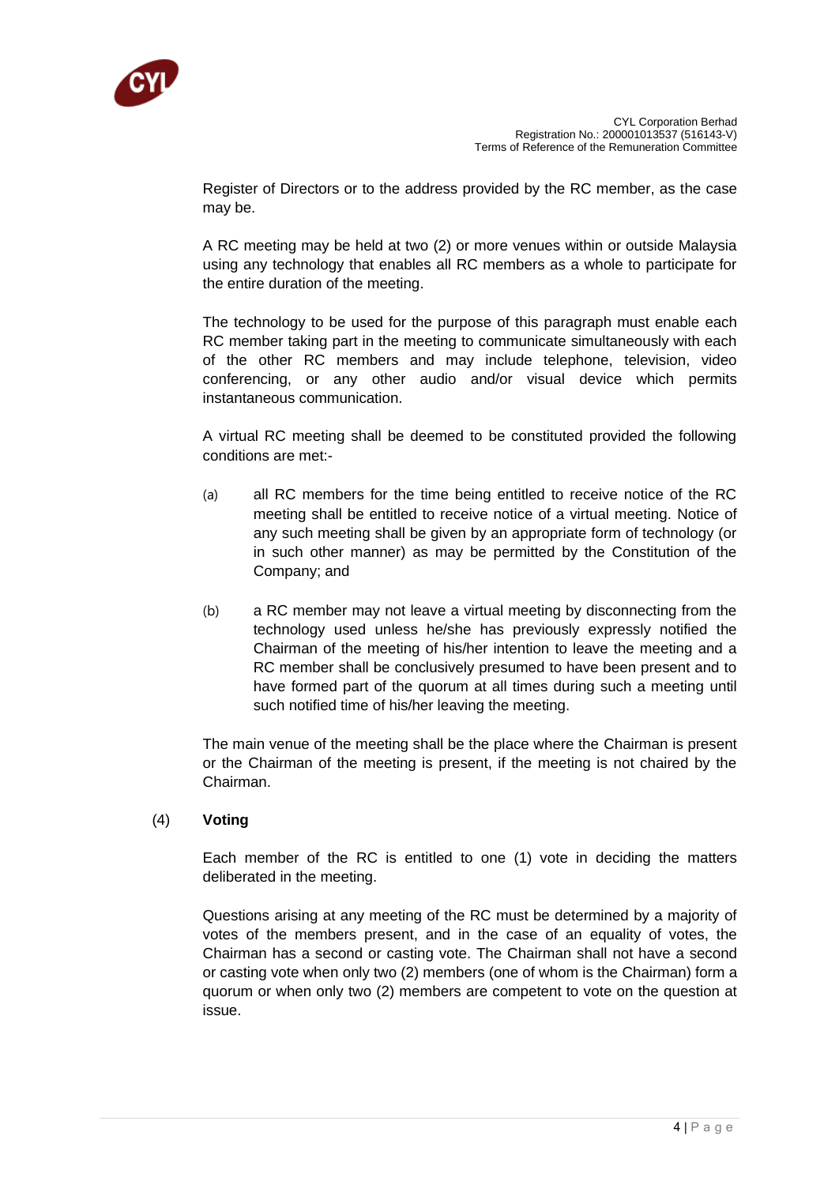Register of Directors or to the address provided by the RC member, as the case may be.

A RC meeting may be held at two (2) or more venues within or outside Malaysia using any technology that enables all RC members as a whole to participate for the entire duration of the meeting.

The technology to be used for the purpose of this paragraph must enable each RC member taking part in the meeting to communicate simultaneously with each of the other RC members and may include telephone, television, video conferencing, or any other audio and/or visual device which permits instantaneous communication.

A virtual RC meeting shall be deemed to be constituted provided the following conditions are met:-

(a) all RC members for the time being entitled to receive notice of the RC meeting shall be entitled to receive notice of a virtual meeting. Notice of any such meeting shall be given by an appropriate form of technology (or in such other manner) as may be permitted by the Constitution of the Company; and

(b) a RC member may not leave a virtual meeting by disconnecting from the technology used unless he/she has previously expressly notified the Chairman of the meeting of his/her intention to leave the meeting and a RC member shall be conclusively presumed to have been present and to have formed part of the quorum at all times during such a meeting until such notified time of his/her leaving the meeting.

The main venue of the meeting shall be the place where the Chairman is present or the Chairman of the meeting is present, if the meeting is not chaired by the Chairman.

(4) **Voting**

Each member of the RC is entitled to one (1) vote in deciding the matters deliberated in the meeting.

Questions arising at any meeting of the RC must be determined by a majority of votes of the members present, and in the case of an equality of votes, the Chairman has a second or casting vote. The Chairman shall not have a second or casting vote when only two (2) members (one of whom is the Chairman) form a quorum or when only two (2) members are competent to vote on the question at issue.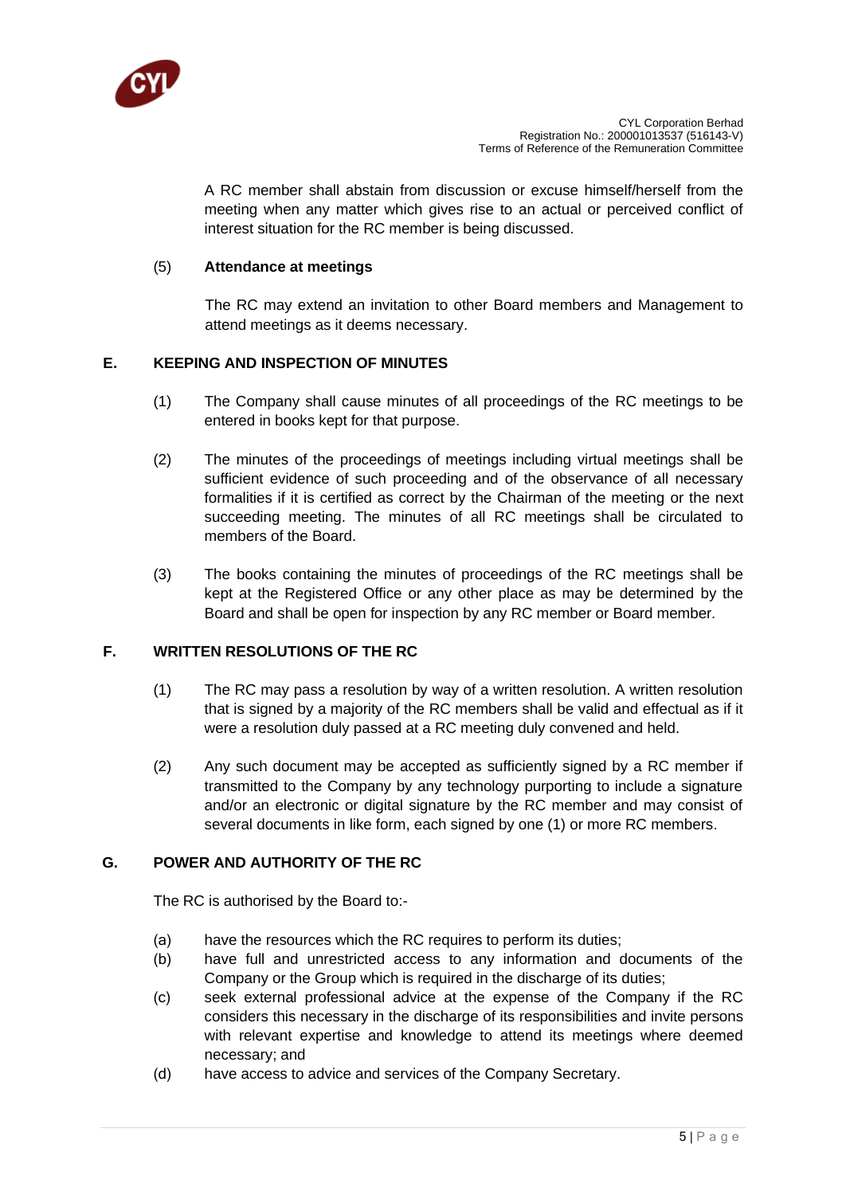A RC member shall abstain from discussion or excuse himself/herself from the meeting when any matter which gives rise to an actual or perceived conflict of interest situation for the RC member is being discussed.

(5) **Attendance at meetings**

The RC may extend an invitation to other Board members and Management to attend meetings as it deems necessary.

## E. KEEPING AND INSPECTION OF MINUTES

(1) The Company shall cause minutes of all proceedings of the RC meetings to be entered in books kept for that purpose.

(2) The minutes of the proceedings of meetings including virtual meetings shall be sufficient evidence of such proceeding and of the observance of all necessary formalities if it is certified as correct by the Chairman of the meeting or the next succeeding meeting. The minutes of all RC meetings shall be circulated to members of the Board.

(3) The books containing the minutes of proceedings of the RC meetings shall be kept at the Registered Office or any other place as may be determined by the Board and shall be open for inspection by any RC member or Board member.

## F. WRITTEN RESOLUTIONS OF THE RC

(1) The RC may pass a resolution by way of a written resolution. A written resolution that is signed by a majority of the RC members shall be valid and effectual as if it were a resolution duly passed at a RC meeting duly convened and held.

(2) Any such document may be accepted as sufficiently signed by a RC member if transmitted to the Company by any technology purporting to include a signature and/or an electronic or digital signature by the RC member and may consist of several documents in like form, each signed by one (1) or more RC members.

## G. POWER AND AUTHORITY OF THE RC

The RC is authorised by the Board to:-

(a) have the resources which the RC requires to perform its duties;
(b) have full and unrestricted access to any information and documents of the Company or the Group which is required in the discharge of its duties;
(c) seek external professional advice at the expense of the Company if the RC considers this necessary in the discharge of its responsibilities and invite persons with relevant expertise and knowledge to attend its meetings where deemed necessary; and
(d) have access to advice and services of the Company Secretary.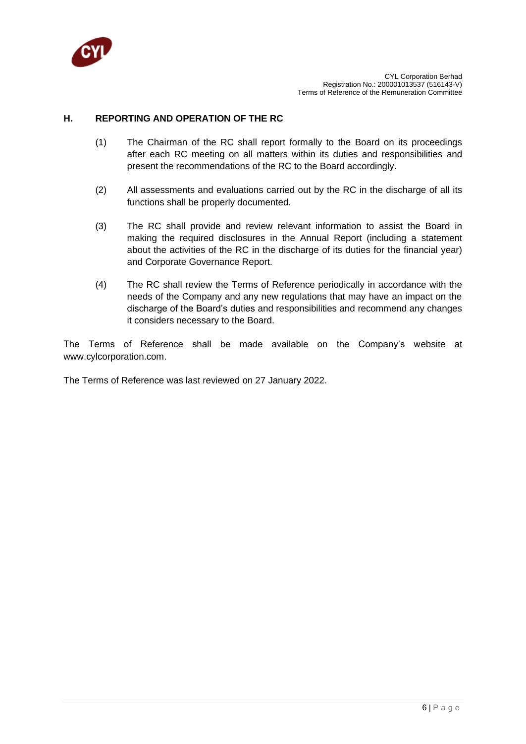## H. REPORTING AND OPERATION OF THE RC

(1) The Chairman of the RC shall report formally to the Board on its proceedings after each RC meeting on all matters within its duties and responsibilities and present the recommendations of the RC to the Board accordingly.

(2) All assessments and evaluations carried out by the RC in the discharge of all its functions shall be properly documented.

(3) The RC shall provide and review relevant information to assist the Board in making the required disclosures in the Annual Report (including a statement about the activities of the RC in the discharge of its duties for the financial year) and Corporate Governance Report.

(4) The RC shall review the Terms of Reference periodically in accordance with the needs of the Company and any new regulations that may have an impact on the discharge of the Board's duties and responsibilities and recommend any changes it considers necessary to the Board.

The Terms of Reference shall be made available on the Company's website at www.cylcorporation.com.

The Terms of Reference was last reviewed on 27 January 2022.